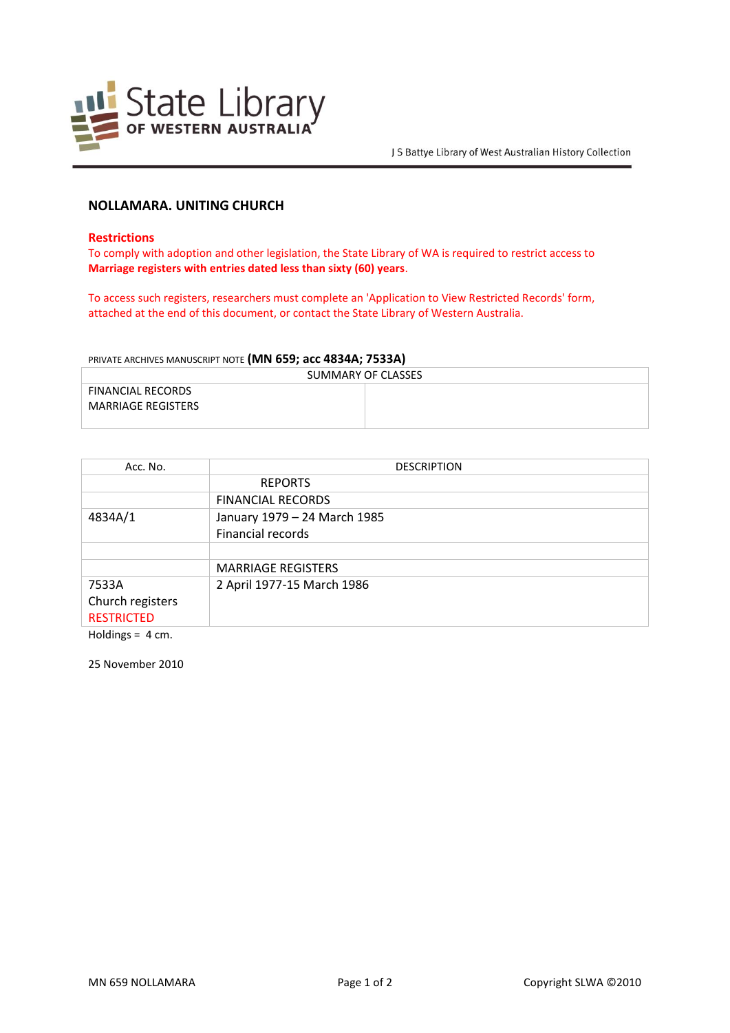State Library OF WESTERN AUSTRALIA

J S Battye Library of West Australian History Collection

## NOLLAMARA. UNITING CHURCH

### Restrictions

To comply with adoption and other legislation, the State Library of WA is required to restrict access to **Marriage registers with entries dated less than sixty (60) years**.

To access such registers, researchers must complete an 'Application to View Restricted Records' form, attached at the end of this document, or contact the State Library of Western Australia.

PRIVATE ARCHIVES MANUSCRIPT NOTE **(MN 659; acc 4834A; 7533A)**

| SUMMARY OF CLASSES | |
|---|---|
| FINANCIAL RECORDS<br>MARRIAGE REGISTERS | |

| Acc. No. | DESCRIPTION |
|---|---|
| | REPORTS |
| | FINANCIAL RECORDS |
| 4834A/1 | January 1979 – 24 March 1985<br>Financial records |
| | |
| | MARRIAGE REGISTERS |
| 7533A<br>Church registers<br>RESTRICTED | 2 April 1977-15 March 1986 |

Holdings = 4 cm.

25 November 2010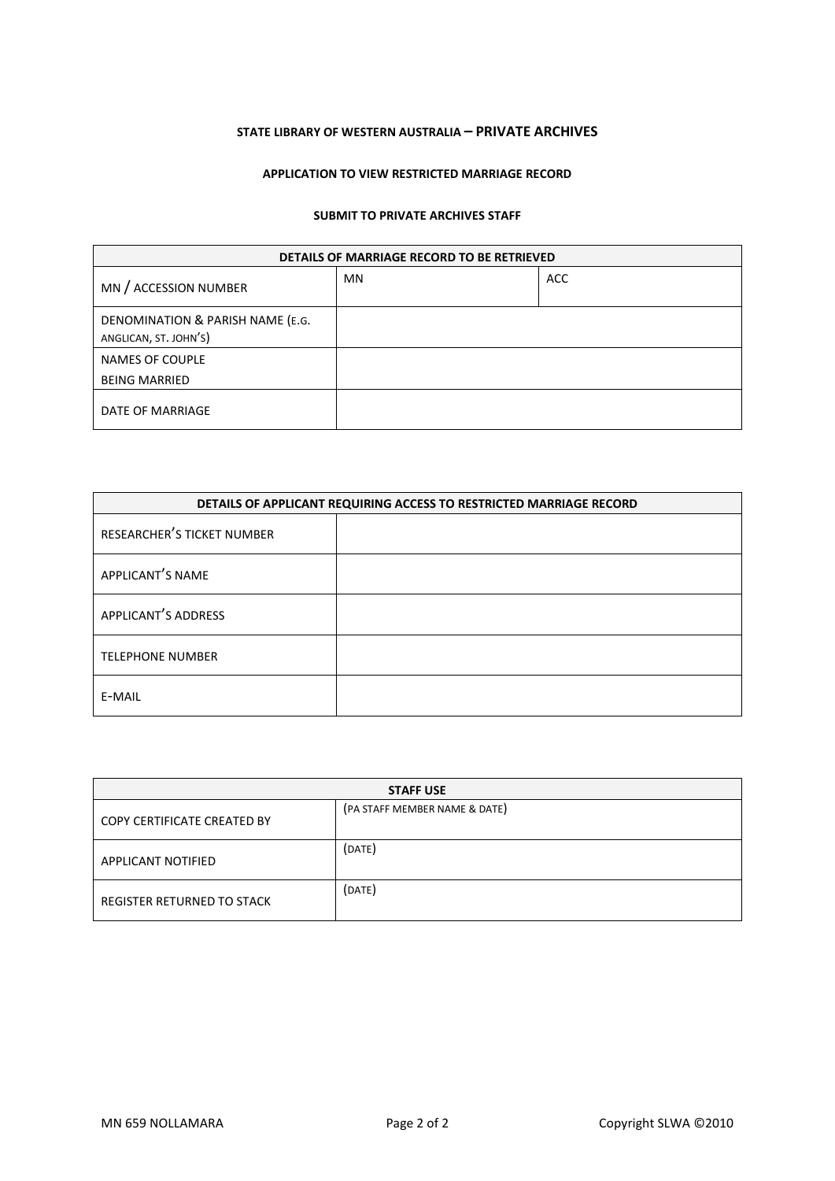**STATE LIBRARY OF WESTERN AUSTRALIA – PRIVATE ARCHIVES**

**APPLICATION TO VIEW RESTRICTED MARRIAGE RECORD**

**SUBMIT TO PRIVATE ARCHIVES STAFF**

| **DETAILS OF MARRIAGE RECORD TO BE RETRIEVED** | | |
|---|---|---|
| MN / ACCESSION NUMBER | MN | ACC |
| DENOMINATION & PARISH NAME (E.G. ANGLICAN, ST. JOHN'S) | | |
| NAMES OF COUPLE BEING MARRIED | | |
| DATE OF MARRIAGE | | |

| **DETAILS OF APPLICANT REQUIRING ACCESS TO RESTRICTED MARRIAGE RECORD** | |
|---|---|
| RESEARCHER'S TICKET NUMBER | |
| APPLICANT'S NAME | |
| APPLICANT'S ADDRESS | |
| TELEPHONE NUMBER | |
| E-MAIL | |

| **STAFF USE** | |
|---|---|
| COPY CERTIFICATE CREATED BY | (PA STAFF MEMBER NAME & DATE) |
| APPLICANT NOTIFIED | (DATE) |
| REGISTER RETURNED TO STACK | (DATE) |

MN 659 NOLLAMARA

Copyright SLWA ©2010